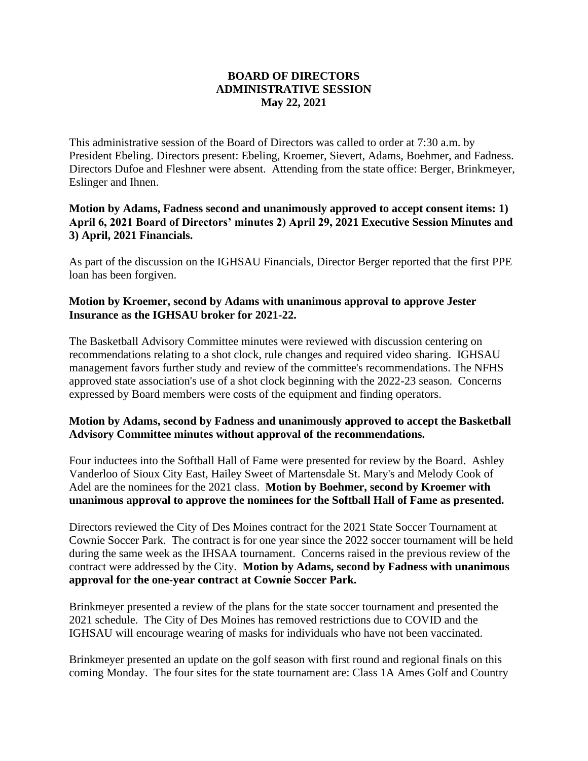**BOARD OF DIRECTORS**
**ADMINISTRATIVE SESSION**
**May 22, 2021**

This administrative session of the Board of Directors was called to order at 7:30 a.m. by President Ebeling. Directors present: Ebeling, Kroemer, Sievert, Adams, Boehmer, and Fadness. Directors Dufoe and Fleshner were absent. Attending from the state office: Berger, Brinkmeyer, Eslinger and Ihnen.

**Motion by Adams, Fadness second and unanimously approved to accept consent items: 1) April 6, 2021 Board of Directors' minutes 2) April 29, 2021 Executive Session Minutes and 3) April, 2021 Financials.**

As part of the discussion on the IGHSAU Financials, Director Berger reported that the first PPE loan has been forgiven.

**Motion by Kroemer, second by Adams with unanimous approval to approve Jester Insurance as the IGHSAU broker for 2021-22.**

The Basketball Advisory Committee minutes were reviewed with discussion centering on recommendations relating to a shot clock, rule changes and required video sharing. IGHSAU management favors further study and review of the committee's recommendations. The NFHS approved state association's use of a shot clock beginning with the 2022-23 season. Concerns expressed by Board members were costs of the equipment and finding operators.

**Motion by Adams, second by Fadness and unanimously approved to accept the Basketball Advisory Committee minutes without approval of the recommendations.**

Four inductees into the Softball Hall of Fame were presented for review by the Board. Ashley Vanderloo of Sioux City East, Hailey Sweet of Martensdale St. Mary's and Melody Cook of Adel are the nominees for the 2021 class. **Motion by Boehmer, second by Kroemer with unanimous approval to approve the nominees for the Softball Hall of Fame as presented.**

Directors reviewed the City of Des Moines contract for the 2021 State Soccer Tournament at Cownie Soccer Park. The contract is for one year since the 2022 soccer tournament will be held during the same week as the IHSAA tournament. Concerns raised in the previous review of the contract were addressed by the City. **Motion by Adams, second by Fadness with unanimous approval for the one-year contract at Cownie Soccer Park.**

Brinkmeyer presented a review of the plans for the state soccer tournament and presented the 2021 schedule. The City of Des Moines has removed restrictions due to COVID and the IGHSAU will encourage wearing of masks for individuals who have not been vaccinated.

Brinkmeyer presented an update on the golf season with first round and regional finals on this coming Monday. The four sites for the state tournament are: Class 1A Ames Golf and Country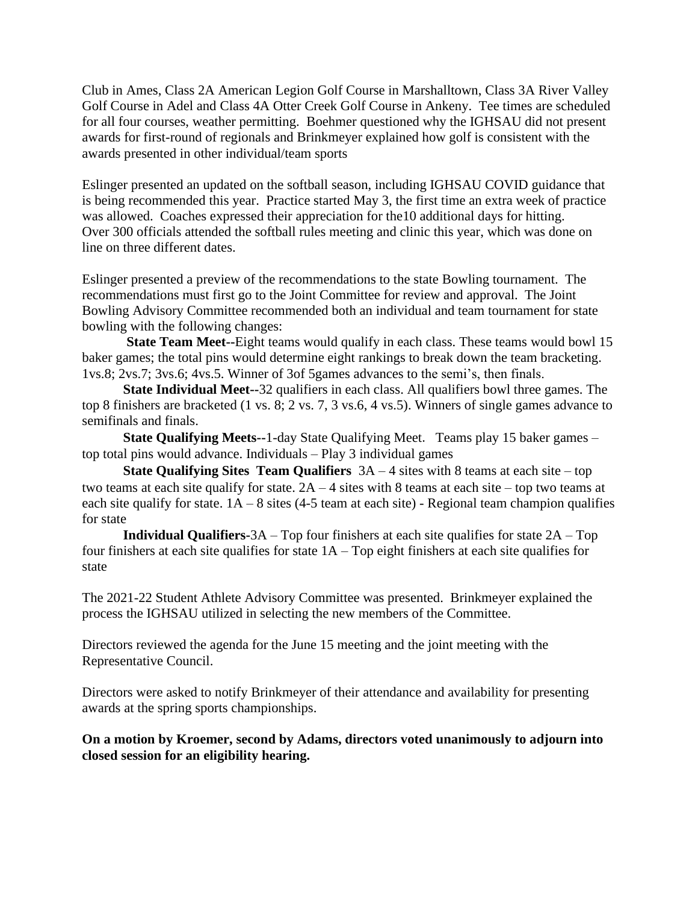Club in Ames, Class 2A American Legion Golf Course in Marshalltown, Class 3A River Valley Golf Course in Adel and Class 4A Otter Creek Golf Course in Ankeny. Tee times are scheduled for all four courses, weather permitting. Boehmer questioned why the IGHSAU did not present awards for first-round of regionals and Brinkmeyer explained how golf is consistent with the awards presented in other individual/team sports

Eslinger presented an updated on the softball season, including IGHSAU COVID guidance that is being recommended this year. Practice started May 3, the first time an extra week of practice was allowed. Coaches expressed their appreciation for the10 additional days for hitting. Over 300 officials attended the softball rules meeting and clinic this year, which was done on line on three different dates.

Eslinger presented a preview of the recommendations to the state Bowling tournament. The recommendations must first go to the Joint Committee for review and approval. The Joint Bowling Advisory Committee recommended both an individual and team tournament for state bowling with the following changes:

**State Team Meet--**Eight teams would qualify in each class. These teams would bowl 15 baker games; the total pins would determine eight rankings to break down the team bracketing. 1vs.8; 2vs.7; 3vs.6; 4vs.5. Winner of 3of 5games advances to the semi's, then finals.

**State Individual Meet--**32 qualifiers in each class. All qualifiers bowl three games. The top 8 finishers are bracketed (1 vs. 8; 2 vs. 7, 3 vs.6, 4 vs.5). Winners of single games advance to semifinals and finals.

**State Qualifying Meets--**1-day State Qualifying Meet. Teams play 15 baker games – top total pins would advance. Individuals – Play 3 individual games

**State Qualifying Sites Team Qualifiers** 3A – 4 sites with 8 teams at each site – top two teams at each site qualify for state. 2A – 4 sites with 8 teams at each site – top two teams at each site qualify for state. 1A – 8 sites (4-5 team at each site) - Regional team champion qualifies for state

**Individual Qualifiers-**3A – Top four finishers at each site qualifies for state 2A – Top four finishers at each site qualifies for state 1A – Top eight finishers at each site qualifies for state

The 2021-22 Student Athlete Advisory Committee was presented. Brinkmeyer explained the process the IGHSAU utilized in selecting the new members of the Committee.

Directors reviewed the agenda for the June 15 meeting and the joint meeting with the Representative Council.

Directors were asked to notify Brinkmeyer of their attendance and availability for presenting awards at the spring sports championships.

**On a motion by Kroemer, second by Adams, directors voted unanimously to adjourn into closed session for an eligibility hearing.**